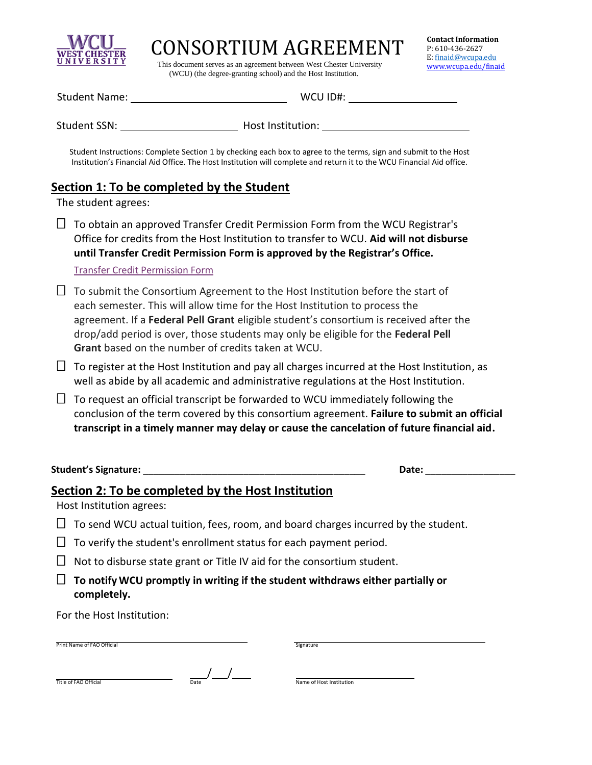WEST CHESTER UNIVERSITY

# CONSORTIUM AGREEMENT

This document serves as an agreement between West Chester University (WCU) (the degree-granting school) and the Host Institution.

**Contact Information**
P: 610-436-2627
E: finaid@wcupa.edu
www.wcupa.edu/finaid

Student Name: ______________________________ WCU ID#: ____________________

Student SSN: ______________________ Host Institution: ____________________________

Student Instructions: Complete Section 1 by checking each box to agree to the terms, sign and submit to the Host Institution's Financial Aid Office. The Host Institution will complete and return it to the WCU Financial Aid office.

## Section 1: To be completed by the Student

The student agrees:

☐ To obtain an approved Transfer Credit Permission Form from the WCU Registrar's Office for credits from the Host Institution to transfer to WCU. **Aid will not disburse until Transfer Credit Permission Form is approved by the Registrar's Office.**

Transfer Credit Permission Form

☐ To submit the Consortium Agreement to the Host Institution before the start of each semester. This will allow time for the Host Institution to process the agreement. If a **Federal Pell Grant** eligible student's consortium is received after the drop/add period is over, those students may only be eligible for the **Federal Pell Grant** based on the number of credits taken at WCU.

☐ To register at the Host Institution and pay all charges incurred at the Host Institution, as well as abide by all academic and administrative regulations at the Host Institution.

☐ To request an official transcript be forwarded to WCU immediately following the conclusion of the term covered by this consortium agreement. **Failure to submit an official transcript in a timely manner may delay or cause the cancelation of future financial aid.**

**Student's Signature:** ___________________________________________ **Date:** _________________

## Section 2: To be completed by the Host Institution

Host Institution agrees:

☐ To send WCU actual tuition, fees, room, and board charges incurred by the student.

☐ To verify the student's enrollment status for each payment period.

☐ Not to disburse state grant or Title IV aid for the consortium student.

☐ **To notify WCU promptly in writing if the student withdraws either partially or completely.**

For the Host Institution:

______________________________ Print Name of FAO Official

______________________________ Signature

______________________ Title of FAO Official

___/___/___ Date

______________________ Name of Host Institution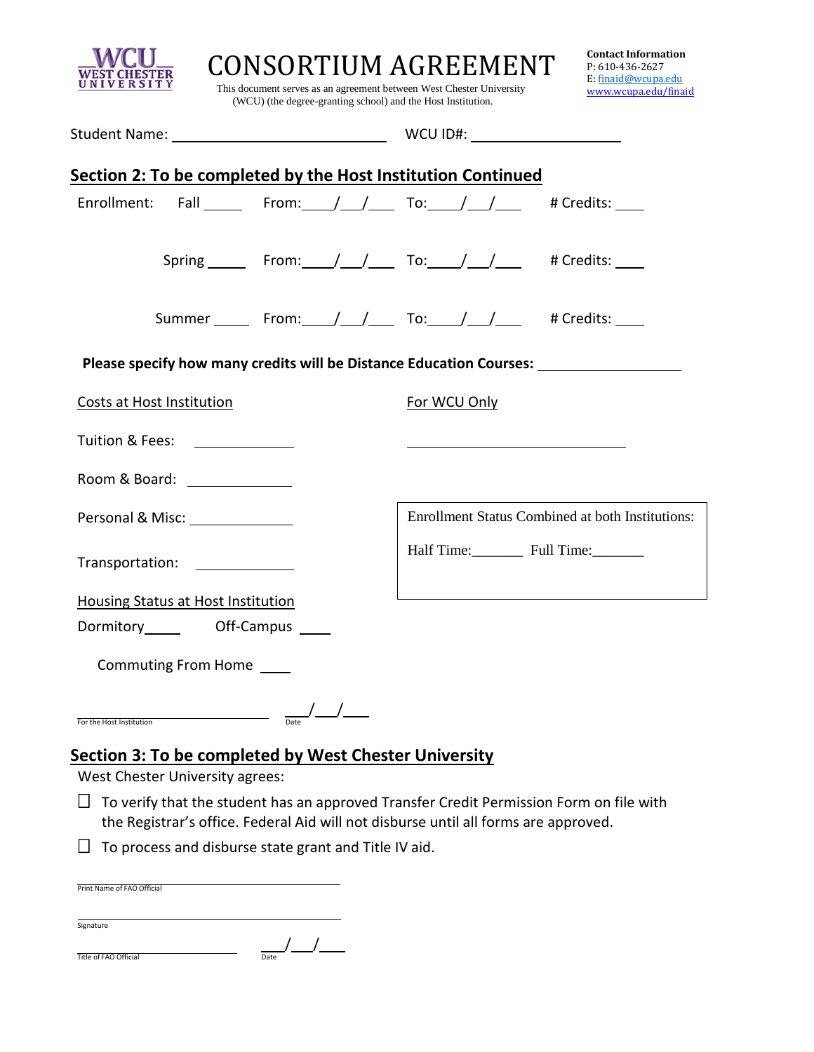# CONSORTIUM AGREEMENT

This document serves as an agreement between West Chester University (WCU) (the degree-granting school) and the Host Institution.

**Contact Information**
P: 610-436-2627
E: finaid@wcupa.edu
www.wcupa.edu/finaid

Student Name: ____________________________ WCU ID#: ____________________

## Section 2: To be completed by the Host Institution Continued

Enrollment: Fall _____ From: ___/___/___ To: ___/___/___ # Credits: ____

Spring _____ From: ___/___/___ To: ___/___/___ # Credits: ____

Summer _____ From: ___/___/___ To: ___/___/___ # Credits: ____

**Please specify how many credits will be Distance Education Courses:** __________________

Costs at Host Institution

Tuition & Fees: ____________

Room & Board: ____________

Personal & Misc: ____________

Transportation: ____________

For WCU Only

____________________________

Enrollment Status Combined at both Institutions:

Half Time:_______ Full Time:_______

Housing Status at Host Institution

Dormitory_____ Off-Campus ____

Commuting From Home ____

______________________________ ___/___/___
For the Host Institution Date

## Section 3: To be completed by West Chester University

West Chester University agrees:

- ☐ To verify that the student has an approved Transfer Credit Permission Form on file with the Registrar's office. Federal Aid will not disburse until all forms are approved.
- ☐ To process and disburse state grant and Title IV aid.

______________________________
Print Name of FAO Official

______________________________
Signature

______________________________ ___/___/___
Title of FAO Official Date